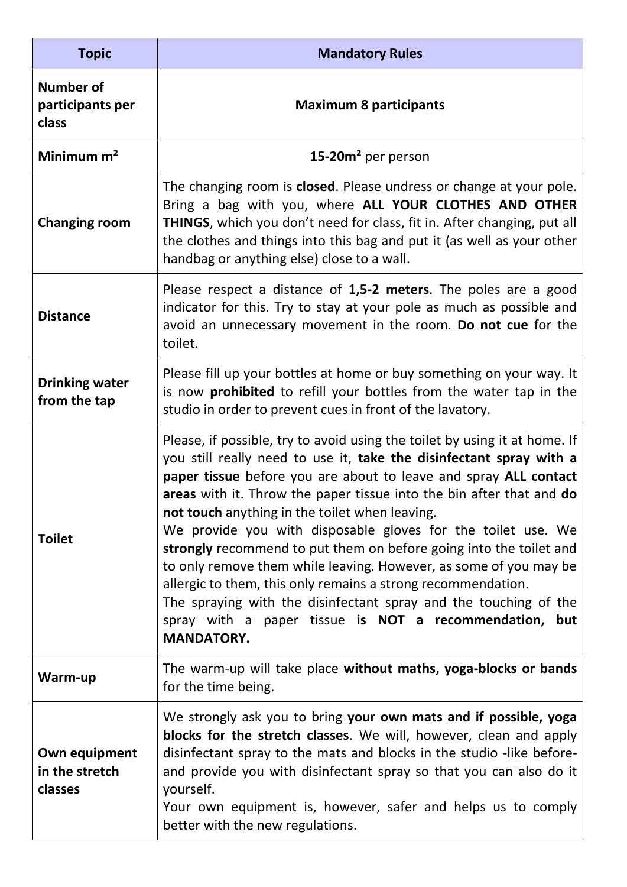| Topic | Mandatory Rules |
| --- | --- |
| **Number of participants per class** | **Maximum 8 participants** |
| **Minimum m²** | **15-20m²** per person |
| **Changing room** | The changing room is **closed**. Please undress or change at your pole. Bring a bag with you, where **ALL YOUR CLOTHES AND OTHER THINGS**, which you don't need for class, fit in. After changing, put all the clothes and things into this bag and put it (as well as your other handbag or anything else) close to a wall. |
| **Distance** | Please respect a distance of **1,5-2 meters**. The poles are a good indicator for this. Try to stay at your pole as much as possible and avoid an unnecessary movement in the room. **Do not cue** for the toilet. |
| **Drinking water from the tap** | Please fill up your bottles at home or buy something on your way. It is now **prohibited** to refill your bottles from the water tap in the studio in order to prevent cues in front of the lavatory. |
| **Toilet** | Please, if possible, try to avoid using the toilet by using it at home. If you still really need to use it, **take the disinfectant spray with a paper tissue** before you are about to leave and spray **ALL contact areas** with it. Throw the paper tissue into the bin after that and **do not touch** anything in the toilet when leaving.<br>We provide you with disposable gloves for the toilet use. We **strongly** recommend to put them on before going into the toilet and to only remove them while leaving. However, as some of you may be allergic to them, this only remains a strong recommendation.<br>The spraying with the disinfectant spray and the touching of the spray with a paper tissue **is NOT a recommendation, but MANDATORY.** |
| **Warm-up** | The warm-up will take place **without maths, yoga-blocks or bands** for the time being. |
| **Own equipment in the stretch classes** | We strongly ask you to bring **your own mats and if possible, yoga blocks for the stretch classes**. We will, however, clean and apply disinfectant spray to the mats and blocks in the studio -like before- and provide you with disinfectant spray so that you can also do it yourself.<br>Your own equipment is, however, safer and helps us to comply better with the new regulations. |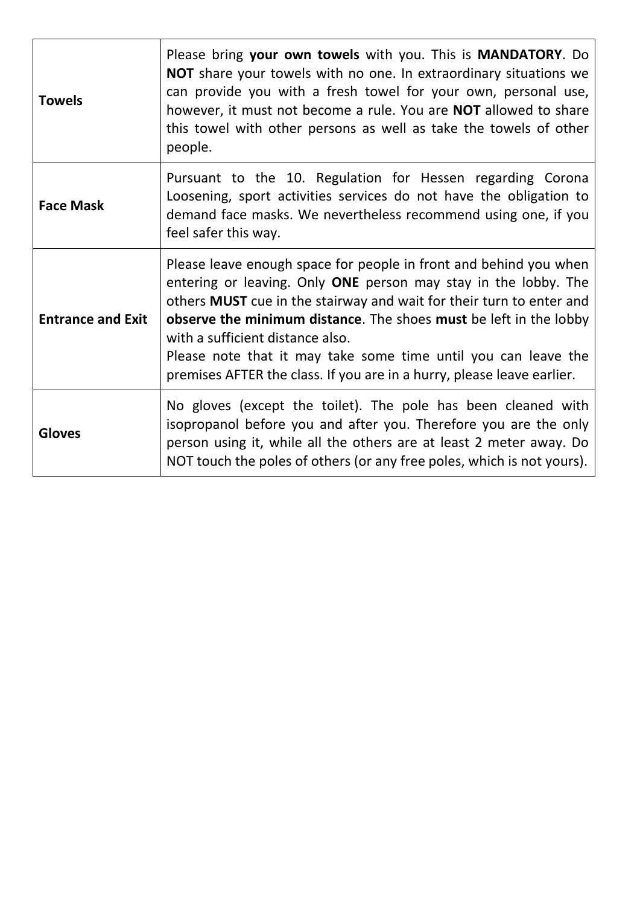| | |
|---|---|
| **Towels** | Please bring **your own towels** with you. This is **MANDATORY**. Do **NOT** share your towels with no one. In extraordinary situations we can provide you with a fresh towel for your own, personal use, however, it must not become a rule. You are **NOT** allowed to share this towel with other persons as well as take the towels of other people. |
| **Face Mask** | Pursuant to the 10. Regulation for Hessen regarding Corona Loosening, sport activities services do not have the obligation to demand face masks. We nevertheless recommend using one, if you feel safer this way. |
| **Entrance and Exit** | Please leave enough space for people in front and behind you when entering or leaving. Only **ONE** person may stay in the lobby. The others **MUST** cue in the stairway and wait for their turn to enter and **observe the minimum distance**. The shoes **must** be left in the lobby with a sufficient distance also.<br>Please note that it may take some time until you can leave the premises AFTER the class. If you are in a hurry, please leave earlier. |
| **Gloves** | No gloves (except the toilet). The pole has been cleaned with isopropanol before you and after you. Therefore you are the only person using it, while all the others are at least 2 meter away. Do NOT touch the poles of others (or any free poles, which is not yours). |